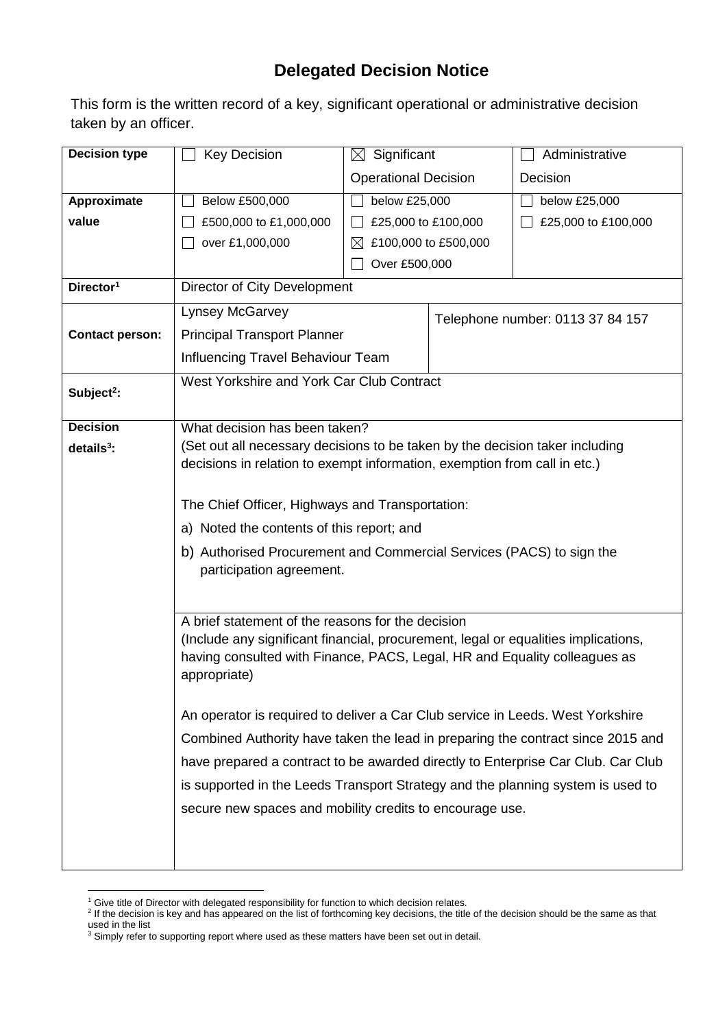# Delegated Decision Notice

This form is the written record of a key, significant operational or administrative decision taken by an officer.

| **Decision type** | ☐ Key Decision | ☒ Significant Operational Decision | ☐ Administrative Decision |
|---|---|---|---|
| **Approximate value** | ☐ Below £500,000<br>☐ £500,000 to £1,000,000<br>☐ over £1,000,000 | ☐ below £25,000<br>☐ £25,000 to £100,000<br>☒ £100,000 to £500,000<br>☐ Over £500,000 | ☐ below £25,000<br>☐ £25,000 to £100,000 |
| **Director**[1] | Director of City Development | | |
| **Contact person:** | Lynsey McGarvey<br>Principal Transport Planner<br>Influencing Travel Behaviour Team | Telephone number: 0113 37 84 157 | |
| **Subject**[2]**:** | West Yorkshire and York Car Club Contract | | |
| **Decision details**[3]**:** | What decision has been taken?<br>(Set out all necessary decisions to be taken by the decision taker including decisions in relation to exempt information, exemption from call in etc.)<br><br>The Chief Officer, Highways and Transportation:<br>a) Noted the contents of this report; and<br>b) Authorised Procurement and Commercial Services (PACS) to sign the participation agreement. | | |
| | A brief statement of the reasons for the decision<br>(Include any significant financial, procurement, legal or equalities implications, having consulted with Finance, PACS, Legal, HR and Equality colleagues as appropriate)<br><br>An operator is required to deliver a Car Club service in Leeds. West Yorkshire Combined Authority have taken the lead in preparing the contract since 2015 and have prepared a contract to be awarded directly to Enterprise Car Club. Car Club is supported in the Leeds Transport Strategy and the planning system is used to secure new spaces and mobility credits to encourage use. | | |

[1] Give title of Director with delegated responsibility for function to which decision relates.
[2] If the decision is key and has appeared on the list of forthcoming key decisions, the title of the decision should be the same as that used in the list
[3] Simply refer to supporting report where used as these matters have been set out in detail.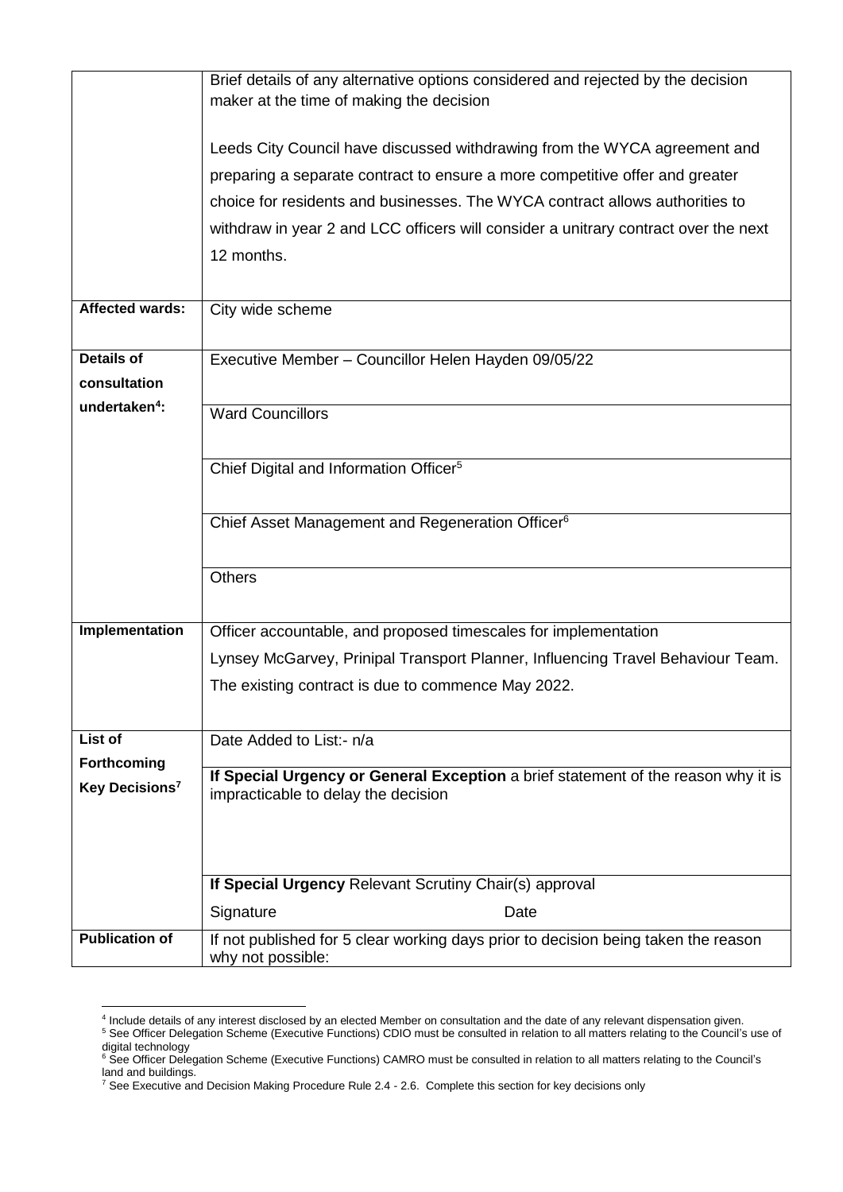| | |
|---|---|
| | Brief details of any alternative options considered and rejected by the decision maker at the time of making the decision<br><br>Leeds City Council have discussed withdrawing from the WYCA agreement and preparing a separate contract to ensure a more competitive offer and greater choice for residents and businesses. The WYCA contract allows authorities to withdraw in year 2 and LCC officers will consider a unitrary contract over the next 12 months. |
| **Affected wards:** | City wide scheme |
| **Details of consultation undertaken[4]:** | Executive Member – Councillor Helen Hayden 09/05/22 |
| | Ward Councillors |
| | Chief Digital and Information Officer[5] |
| | Chief Asset Management and Regeneration Officer[6] |
| | Others |
| **Implementation** | Officer accountable, and proposed timescales for implementation<br>Lynsey McGarvey, Prinipal Transport Planner, Influencing Travel Behaviour Team.<br>The existing contract is due to commence May 2022. |
| **List of Forthcoming Key Decisions[7]** | Date Added to List:- n/a |
| | **If Special Urgency or General Exception** a brief statement of the reason why it is impracticable to delay the decision |
| | **If Special Urgency** Relevant Scrutiny Chair(s) approval<br>Signature Date |
| **Publication of** | If not published for 5 clear working days prior to decision being taken the reason why not possible: |

[4] Include details of any interest disclosed by an elected Member on consultation and the date of any relevant dispensation given.

[5] See Officer Delegation Scheme (Executive Functions) CDIO must be consulted in relation to all matters relating to the Council's use of digital technology

[6] See Officer Delegation Scheme (Executive Functions) CAMRO must be consulted in relation to all matters relating to the Council's land and buildings.

[7] See Executive and Decision Making Procedure Rule 2.4 - 2.6. Complete this section for key decisions only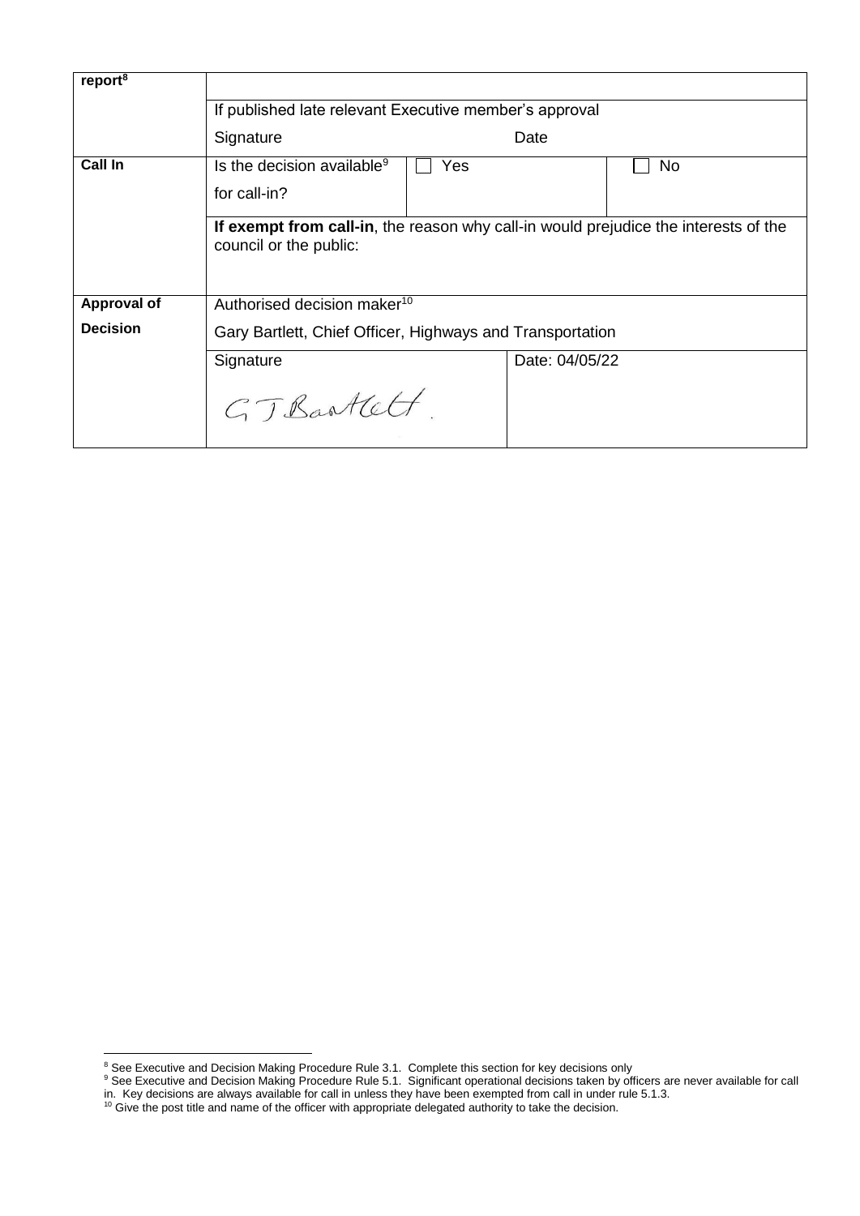| | | | |
|---|---|---|---|
| **report**[8] | | | |
| | If published late relevant Executive member's approval<br>Signature Date | | |
| **Call In** | Is the decision available[9] for call-in? | ☐ Yes | ☐ No |
| | **If exempt from call-in**, the reason why call-in would prejudice the interests of the council or the public: | | |
| **Approval of Decision** | Authorised decision maker[10]<br>Gary Bartlett, Chief Officer, Highways and Transportation | | |
| | Signature<br>G J Bartlett. | Date: 04/05/22 | |

[8] See Executive and Decision Making Procedure Rule 3.1. Complete this section for key decisions only

[9] See Executive and Decision Making Procedure Rule 5.1. Significant operational decisions taken by officers are never available for call in. Key decisions are always available for call in unless they have been exempted from call in under rule 5.1.3.

[10] Give the post title and name of the officer with appropriate delegated authority to take the decision.